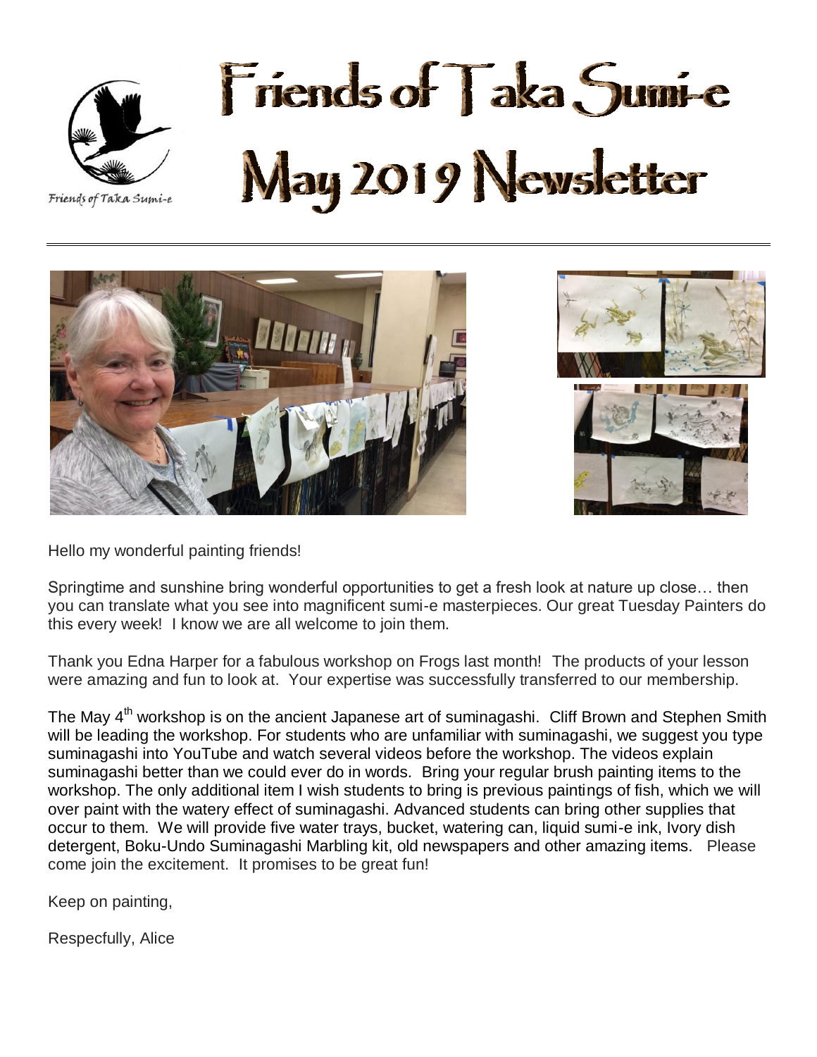# Friends of Taka Sumi-e May 2019 Newsletter

Friends of Taka Sumi-e

Hello my wonderful painting friends!

Springtime and sunshine bring wonderful opportunities to get a fresh look at nature up close… then you can translate what you see into magnificent sumi-e masterpieces. Our great Tuesday Painters do this every week! I know we are all welcome to join them.

Thank you Edna Harper for a fabulous workshop on Frogs last month! The products of your lesson were amazing and fun to look at. Your expertise was successfully transferred to our membership.

The May 4th workshop is on the ancient Japanese art of suminagashi. Cliff Brown and Stephen Smith will be leading the workshop. For students who are unfamiliar with suminagashi, we suggest you type suminagashi into YouTube and watch several videos before the workshop. The videos explain suminagashi better than we could ever do in words. Bring your regular brush painting items to the workshop. The only additional item I wish students to bring is previous paintings of fish, which we will over paint with the watery effect of suminagashi. Advanced students can bring other supplies that occur to them. We will provide five water trays, bucket, watering can, liquid sumi-e ink, Ivory dish detergent, Boku-Undo Suminagashi Marbling kit, old newspapers and other amazing items. Please come join the excitement. It promises to be great fun!

Keep on painting,

Respecfully, Alice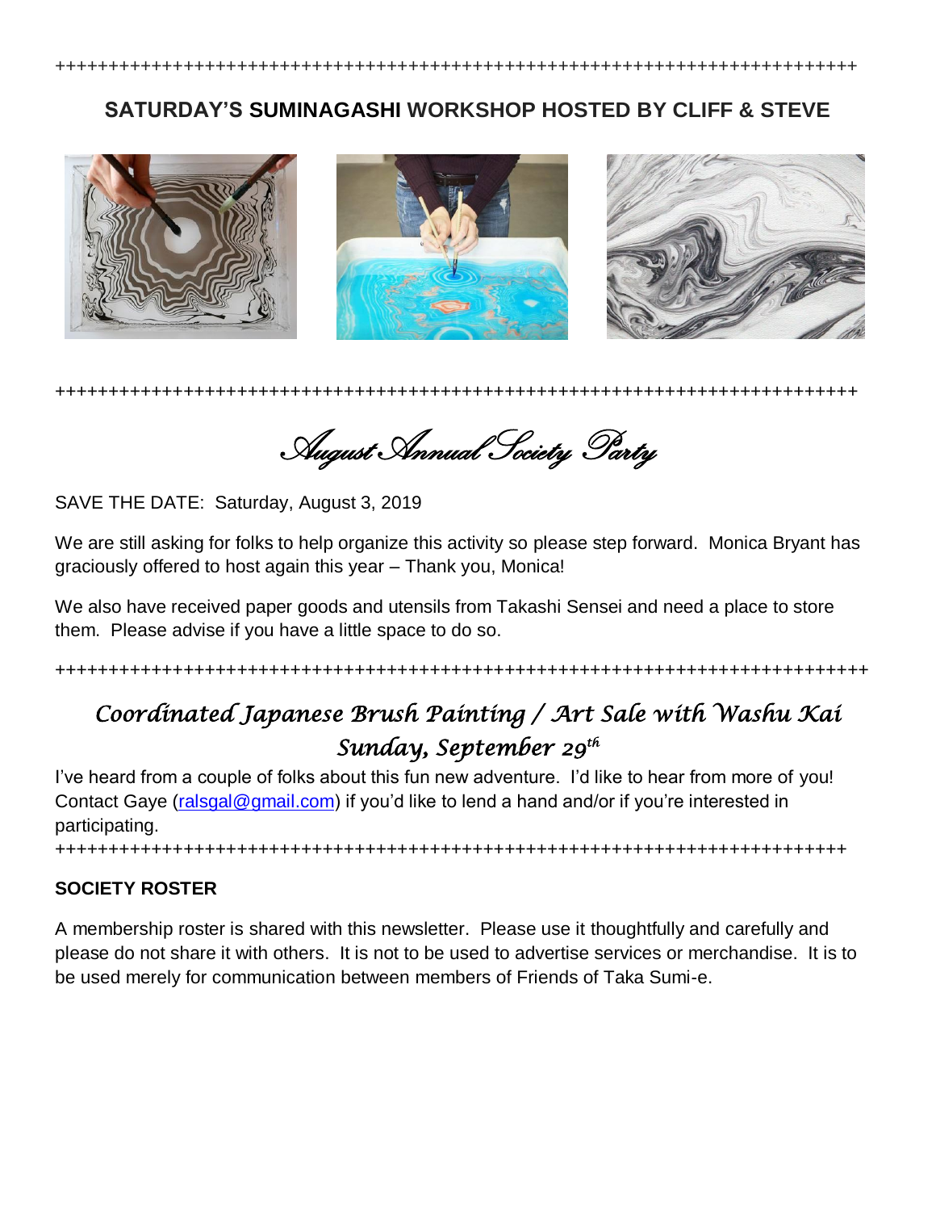++++++++++++++++++++++++++++++++++++++++++++++++++++++++++++++++++++++++++++++

**SATURDAY'S SUMINAGASHI WORKSHOP HOSTED BY CLIFF & STEVE**

++++++++++++++++++++++++++++++++++++++++++++++++++++++++++++++++++++++++++++++

## *August Annual Society Party*

SAVE THE DATE: Saturday, August 3, 2019

We are still asking for folks to help organize this activity so please step forward. Monica Bryant has graciously offered to host again this year – Thank you, Monica!

We also have received paper goods and utensils from Takashi Sensei and need a place to store them. Please advise if you have a little space to do so.

+++++++++++++++++++++++++++++++++++++++++++++++++++++++++++++++++++++++++++++++

## *Coordinated Japanese Brush Painting / Art Sale with Washu Kai Sunday, September 29th*

I've heard from a couple of folks about this fun new adventure. I'd like to hear from more of you! Contact Gaye (ralsgal@gmail.com) if you'd like to lend a hand and/or if you're interested in participating.

+++++++++++++++++++++++++++++++++++++++++++++++++++++++++++++++++++++++++++++++

**SOCIETY ROSTER**

A membership roster is shared with this newsletter. Please use it thoughtfully and carefully and please do not share it with others. It is not to be used to advertise services or merchandise. It is to be used merely for communication between members of Friends of Taka Sumi-e.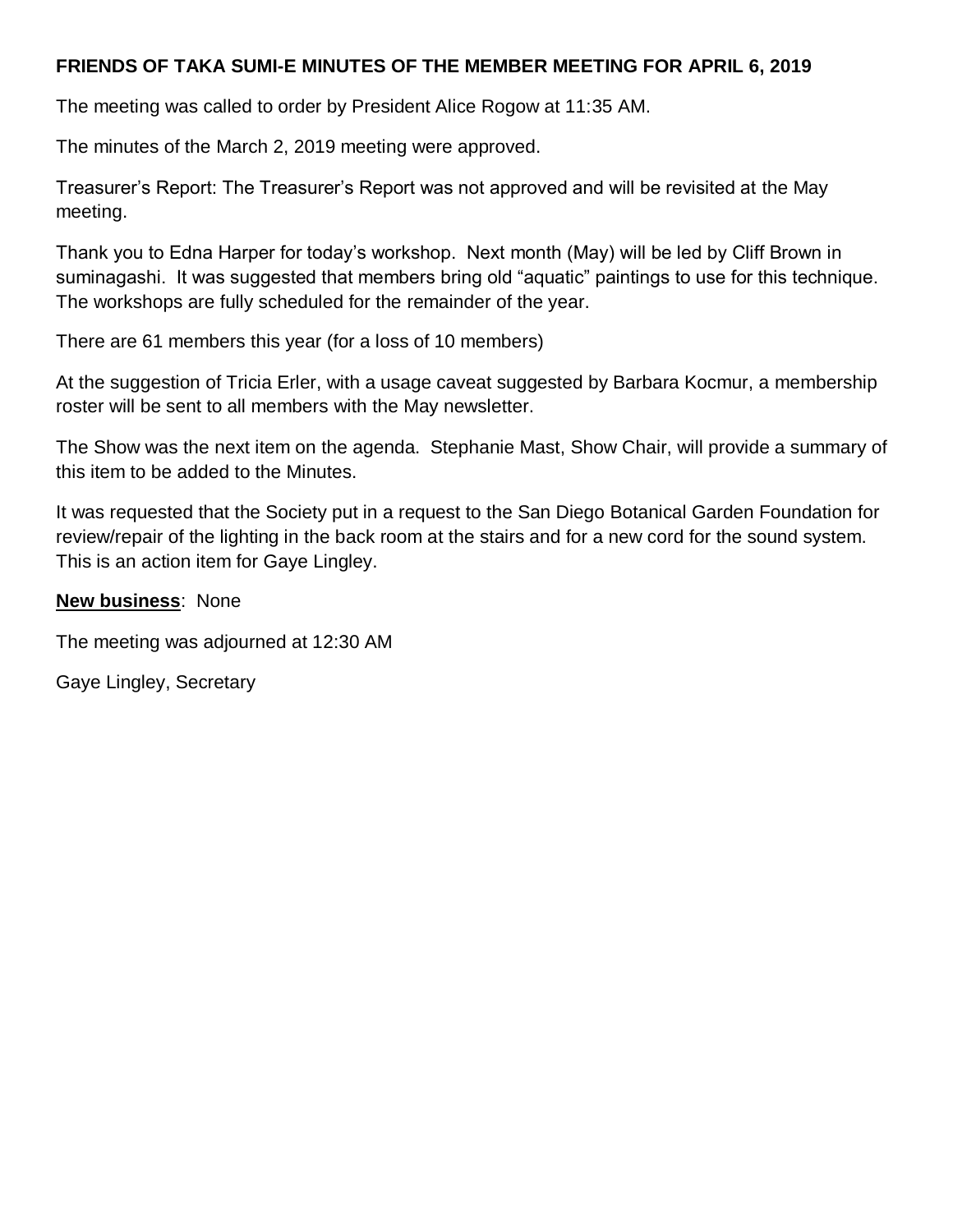**FRIENDS OF TAKA SUMI-E MINUTES OF THE MEMBER MEETING FOR APRIL 6, 2019**

The meeting was called to order by President Alice Rogow at 11:35 AM.

The minutes of the March 2, 2019 meeting were approved.

Treasurer's Report: The Treasurer's Report was not approved and will be revisited at the May meeting.

Thank you to Edna Harper for today's workshop. Next month (May) will be led by Cliff Brown in suminagashi. It was suggested that members bring old "aquatic" paintings to use for this technique. The workshops are fully scheduled for the remainder of the year.

There are 61 members this year (for a loss of 10 members)

At the suggestion of Tricia Erler, with a usage caveat suggested by Barbara Kocmur, a membership roster will be sent to all members with the May newsletter.

The Show was the next item on the agenda. Stephanie Mast, Show Chair, will provide a summary of this item to be added to the Minutes.

It was requested that the Society put in a request to the San Diego Botanical Garden Foundation for review/repair of the lighting in the back room at the stairs and for a new cord for the sound system. This is an action item for Gaye Lingley.

**<u>New business</u>**: None

The meeting was adjourned at 12:30 AM

Gaye Lingley, Secretary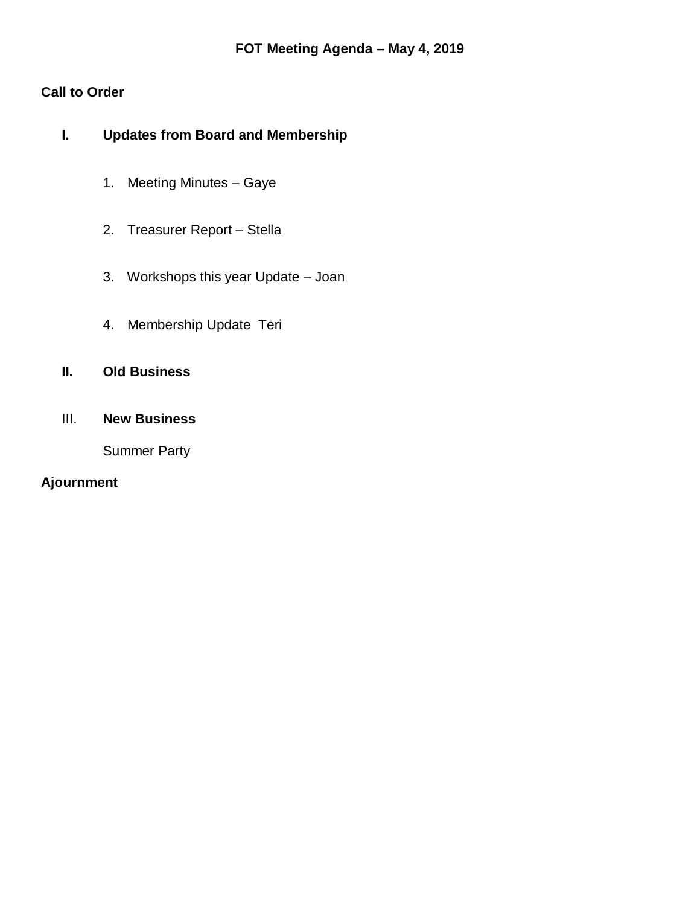# FOT Meeting Agenda – May 4, 2019

**Call to Order**

**I. Updates from Board and Membership**

1. Meeting Minutes – Gaye
2. Treasurer Report – Stella
3. Workshops this year Update – Joan
4. Membership Update  Teri

**II. Old Business**

III. **New Business**

Summer Party

**Ajournment**